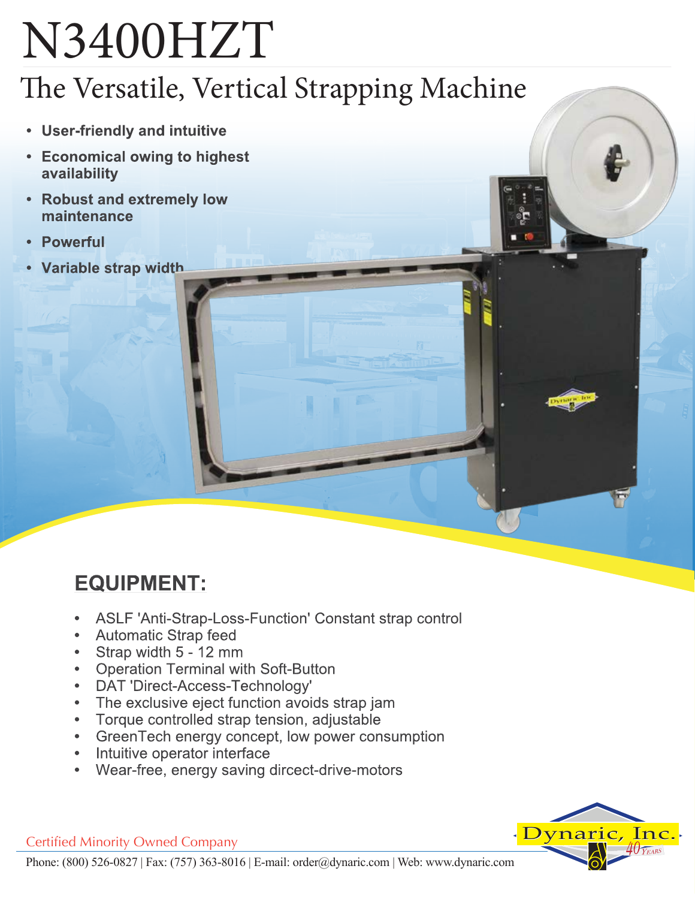# N3400HZT

## The Versatile, Vertical Strapping Machine

- **User-friendly and intuitive**
- **Economical owing to highest availability**
- **Robust and extremely low maintenance**
- **Powerful**
- **Variable strap width**

## EQUIPMENT:

- ASLF 'Anti-Strap-Loss-Function' Constant strap control
- Automatic Strap feed
- Strap width 5 - 12 mm
- Operation Terminal with Soft-Button
- DAT 'Direct-Access-Technology'
- The exclusive eject function avoids strap jam
- Torque controlled strap tension, adjustable
- GreenTech energy concept, low power consumption
- Intuitive operator interface
- Wear-free, energy saving dircect-drive-motors

Certified Minority Owned Company

Phone: (800) 526-0827 | Fax: (757) 363-8016 | E-mail: order@dynaric.com | Web: www.dynaric.com

Dynaric, Inc. 40 YEARS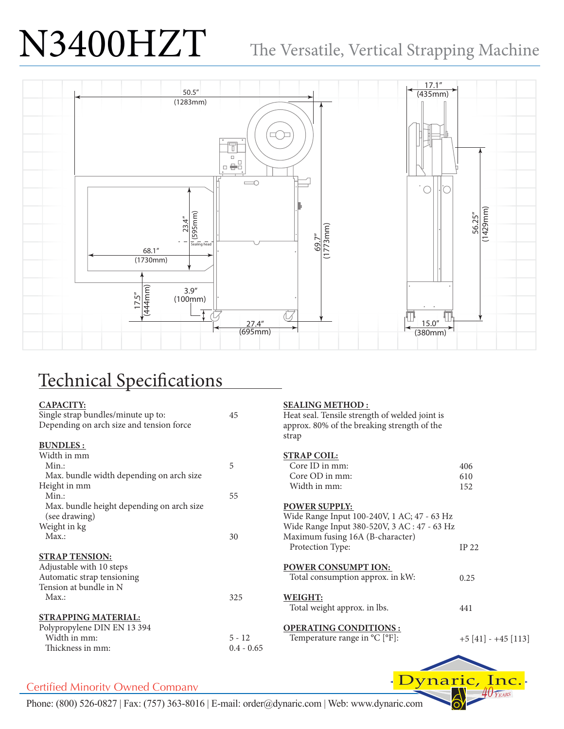# N3400HZT

The Versatile, Vertical Strapping Machine

50.5″
(1283mm)

17.1″
(435mm)

23.4″
(595mm)

Sealing head

68.1″
(1730mm)

69.7″
(1773mm)

56.25″
(1429mm)

17.5″
(444mm)

3.9″
(100mm)

27.4″
(695mm)

15.0″
(380mm)

## Technical Specifications

**CAPACITY:**

| | |
|---|---|
| Single strap bundles/minute up to: | 45 |
| Depending on arch size and tension force | |

**BUNDLES :**

| | |
|---|---|
| Width in mm | |
| Min.: | 5 |
| Max. bundle width depending on arch size | |
| Height in mm | |
| Min.: | 55 |
| Max. bundle height depending on arch size (see drawing) | |
| Weight in kg | |
| Max.: | 30 |

**STRAP TENSION:**

| | |
|---|---|
| Adjustable with 10 steps | |
| Automatic strap tensioning | |
| Tension at bundle in N | |
| Max.: | 325 |

**STRAPPING MATERIAL:**

| | |
|---|---|
| Polypropylene DIN EN 13 394 | |
| Width in mm: | 5 - 12 |
| Thickness in mm: | 0.4 - 0.65 |

**SEALING METHOD :**

Heat seal. Tensile strength of welded joint is approx. 80% of the breaking strength of the strap

**STRAP COIL:**

| | |
|---|---|
| Core ID in mm: | 406 |
| Core OD in mm: | 610 |
| Width in mm: | 152 |

**POWER SUPPLY:**

| | |
|---|---|
| Wide Range Input 100-240V, 1 AC; 47 - 63 Hz | |
| Wide Range Input 380-520V, 3 AC : 47 - 63 Hz | |
| Maximum fusing 16A (B-character) | |
| Protection Type: | IP 22 |

**POWER CONSUMPT ION:**

| | |
|---|---|
| Total consumption approx. in kW: | 0.25 |

**WEIGHT:**

| | |
|---|---|
| Total weight approx. in lbs. | 441 |

**OPERATING CONDITIONS :**

| | |
|---|---|
| Temperature range in °C [°F]: | +5 [41] - +45 [113] |

Certified Minority Owned Company

Dynaric, Inc. 40 YEARS

Phone: (800) 526-0827 | Fax: (757) 363-8016 | E-mail: order@dynaric.com | Web: www.dynaric.com